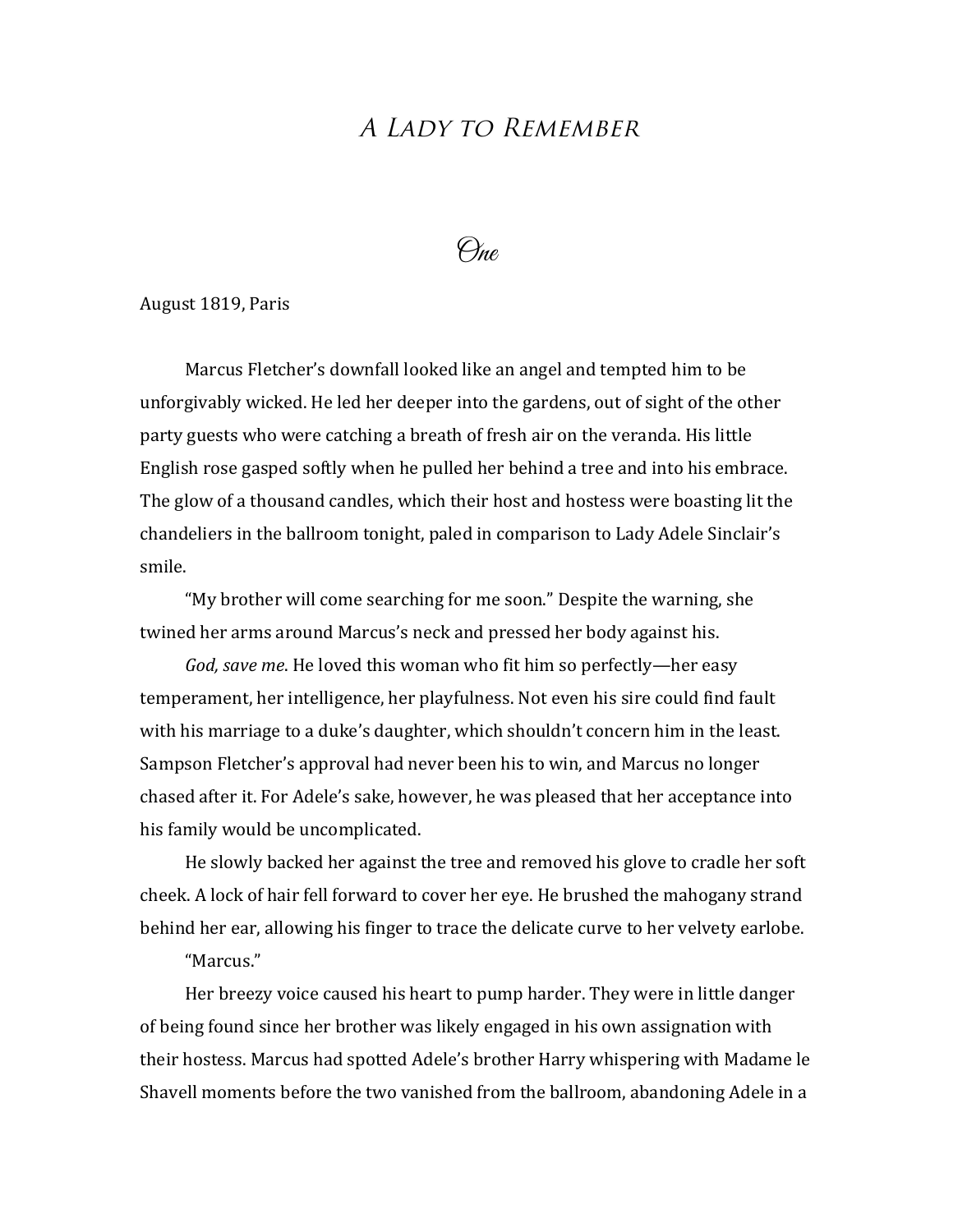# A Lady to Remember

## One

August 1819, Paris

Marcus Fletcher's downfall looked like an angel and tempted him to be unforgivably wicked. He led her deeper into the gardens, out of sight of the other party guests who were catching a breath of fresh air on the veranda. His little English rose gasped softly when he pulled her behind a tree and into his embrace. The glow of a thousand candles, which their host and hostess were boasting lit the chandeliers in the ballroom tonight, paled in comparison to Lady Adele Sinclair's smile.

"My brother will come searching for me soon." Despite the warning, she twined her arms around Marcus's neck and pressed her body against his.

*God, save me*. He loved this woman who fit him so perfectly—her easy temperament, her intelligence, her playfulness. Not even his sire could find fault with his marriage to a duke's daughter, which shouldn't concern him in the least. Sampson Fletcher's approval had never been his to win, and Marcus no longer chased after it. For Adele's sake, however, he was pleased that her acceptance into his family would be uncomplicated.

He slowly backed her against the tree and removed his glove to cradle her soft cheek. A lock of hair fell forward to cover her eye. He brushed the mahogany strand behind her ear, allowing his finger to trace the delicate curve to her velvety earlobe.

"Marcus."

Her breezy voice caused his heart to pump harder. They were in little danger of being found since her brother was likely engaged in his own assignation with their hostess. Marcus had spotted Adele's brother Harry whispering with Madame le Shavell moments before the two vanished from the ballroom, abandoning Adele in a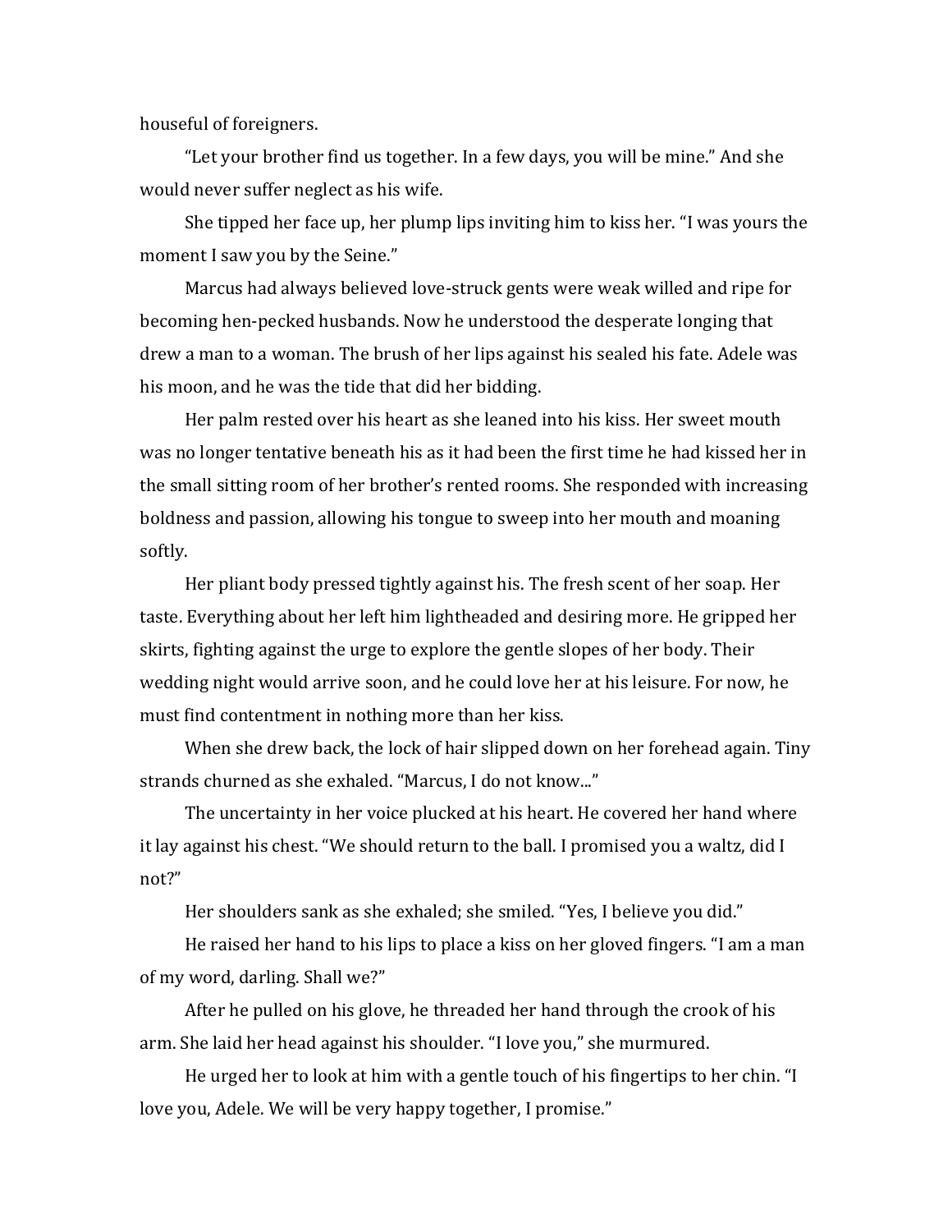houseful of foreigners.

"Let your brother find us together. In a few days, you will be mine." And she would never suffer neglect as his wife.

She tipped her face up, her plump lips inviting him to kiss her. "I was yours the moment I saw you by the Seine."

Marcus had always believed love-struck gents were weak willed and ripe for becoming hen-pecked husbands. Now he understood the desperate longing that drew a man to a woman. The brush of her lips against his sealed his fate. Adele was his moon, and he was the tide that did her bidding.

Her palm rested over his heart as she leaned into his kiss. Her sweet mouth was no longer tentative beneath his as it had been the first time he had kissed her in the small sitting room of her brother's rented rooms. She responded with increasing boldness and passion, allowing his tongue to sweep into her mouth and moaning softly.

Her pliant body pressed tightly against his. The fresh scent of her soap. Her taste. Everything about her left him lightheaded and desiring more. He gripped her skirts, fighting against the urge to explore the gentle slopes of her body. Their wedding night would arrive soon, and he could love her at his leisure. For now, he must find contentment in nothing more than her kiss.

When she drew back, the lock of hair slipped down on her forehead again. Tiny strands churned as she exhaled. "Marcus, I do not know..."

The uncertainty in her voice plucked at his heart. He covered her hand where it lay against his chest. "We should return to the ball. I promised you a waltz, did I not?"

Her shoulders sank as she exhaled; she smiled. "Yes, I believe you did."

He raised her hand to his lips to place a kiss on her gloved fingers. "I am a man of my word, darling. Shall we?"

After he pulled on his glove, he threaded her hand through the crook of his arm. She laid her head against his shoulder. "I love you," she murmured.

He urged her to look at him with a gentle touch of his fingertips to her chin. "I love you, Adele. We will be very happy together, I promise."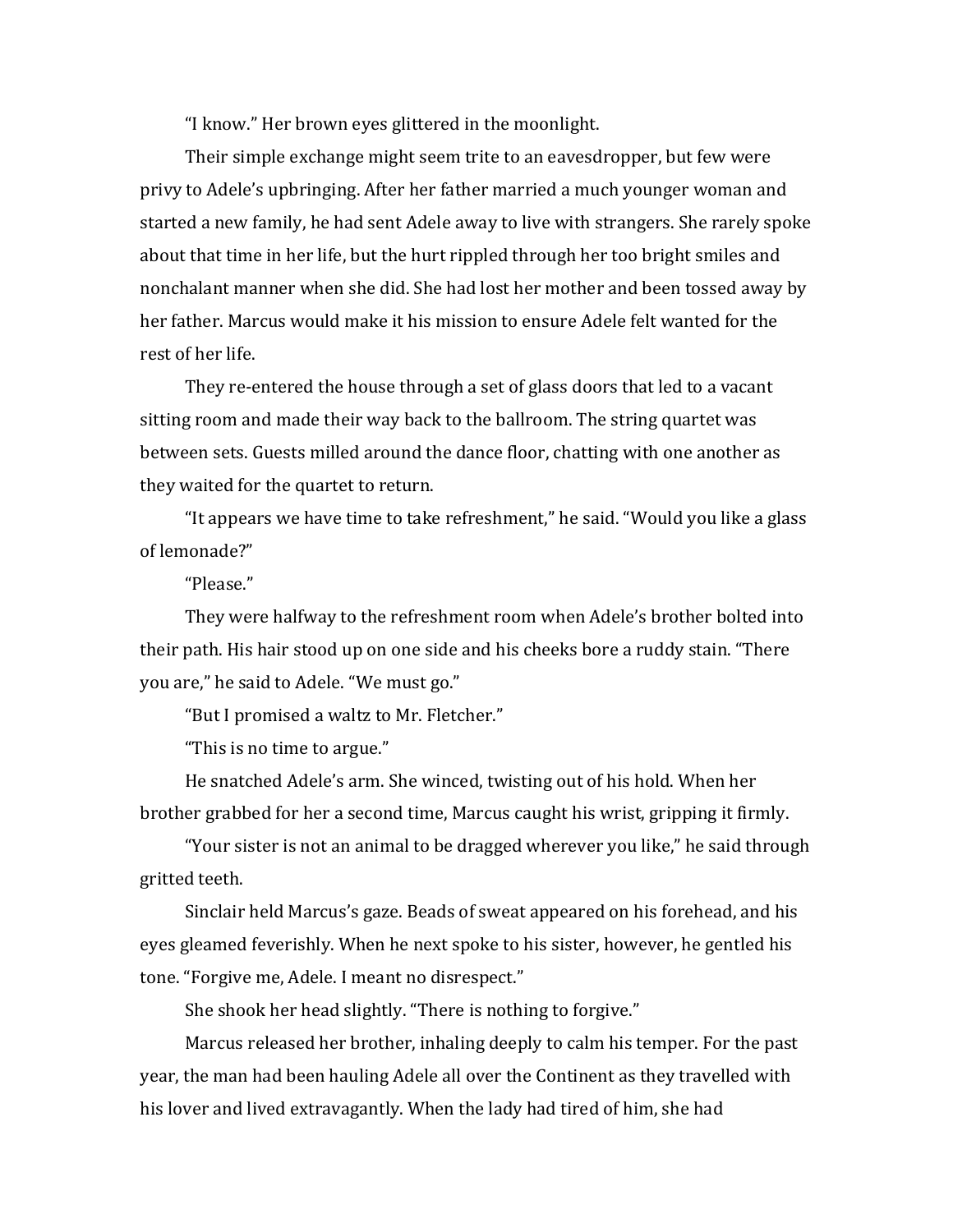"I know." Her brown eyes glittered in the moonlight.

Their simple exchange might seem trite to an eavesdropper, but few were privy to Adele's upbringing. After her father married a much younger woman and started a new family, he had sent Adele away to live with strangers. She rarely spoke about that time in her life, but the hurt rippled through her too bright smiles and nonchalant manner when she did. She had lost her mother and been tossed away by her father. Marcus would make it his mission to ensure Adele felt wanted for the rest of her life.

They re-entered the house through a set of glass doors that led to a vacant sitting room and made their way back to the ballroom. The string quartet was between sets. Guests milled around the dance floor, chatting with one another as they waited for the quartet to return.

"It appears we have time to take refreshment," he said. "Would you like a glass of lemonade?"

"Please."

They were halfway to the refreshment room when Adele's brother bolted into their path. His hair stood up on one side and his cheeks bore a ruddy stain. "There you are," he said to Adele. "We must go."

"But I promised a waltz to Mr. Fletcher."

"This is no time to argue."

He snatched Adele's arm. She winced, twisting out of his hold. When her brother grabbed for her a second time, Marcus caught his wrist, gripping it firmly.

"Your sister is not an animal to be dragged wherever you like," he said through gritted teeth.

Sinclair held Marcus's gaze. Beads of sweat appeared on his forehead, and his eyes gleamed feverishly. When he next spoke to his sister, however, he gentled his tone. "Forgive me, Adele. I meant no disrespect."

She shook her head slightly. "There is nothing to forgive."

Marcus released her brother, inhaling deeply to calm his temper. For the past year, the man had been hauling Adele all over the Continent as they travelled with his lover and lived extravagantly. When the lady had tired of him, she had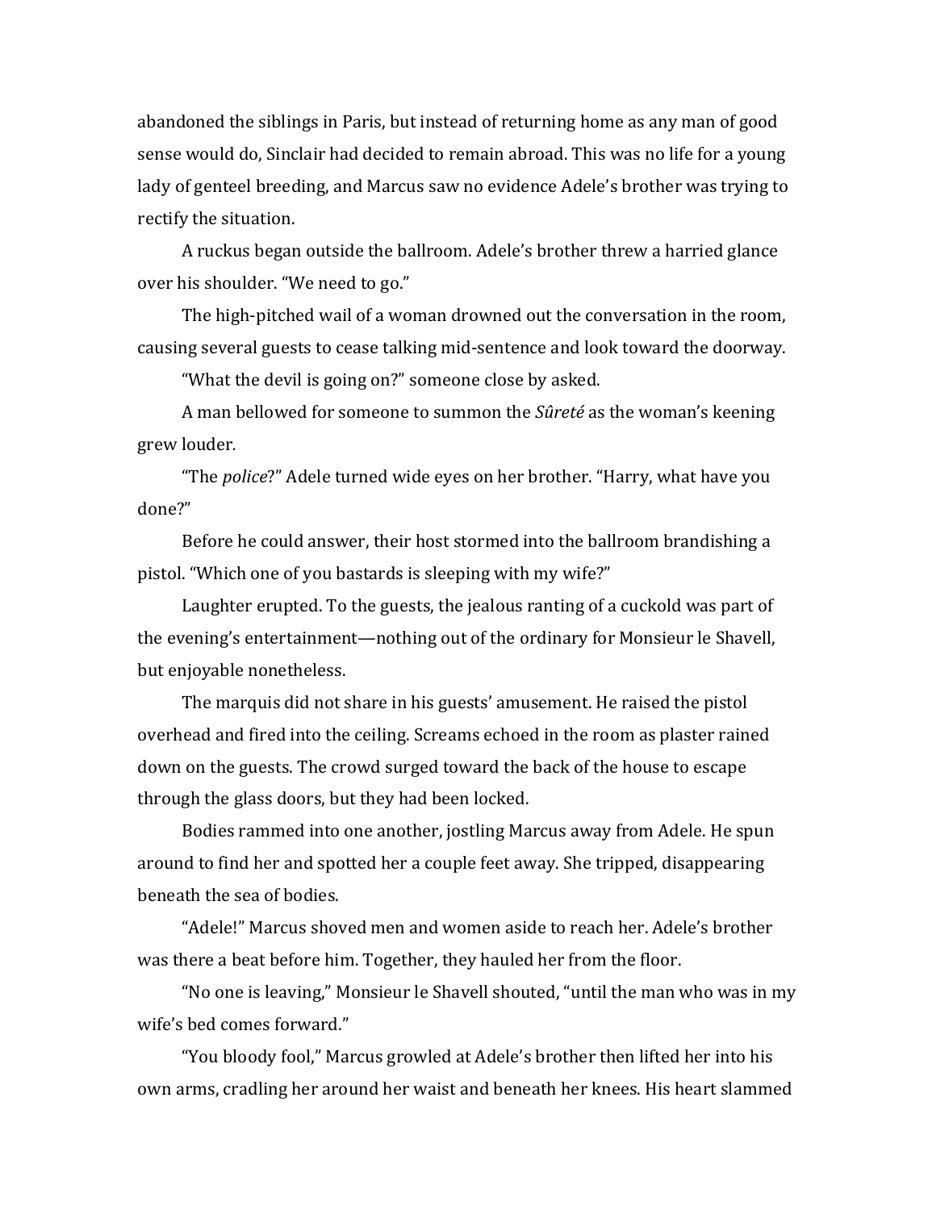abandoned the siblings in Paris, but instead of returning home as any man of good sense would do, Sinclair had decided to remain abroad. This was no life for a young lady of genteel breeding, and Marcus saw no evidence Adele's brother was trying to rectify the situation.

A ruckus began outside the ballroom. Adele's brother threw a harried glance over his shoulder. "We need to go."

The high-pitched wail of a woman drowned out the conversation in the room, causing several guests to cease talking mid-sentence and look toward the doorway.

"What the devil is going on?" someone close by asked.

A man bellowed for someone to summon the *Sûreté* as the woman's keening grew louder.

"The *police*?" Adele turned wide eyes on her brother. "Harry, what have you done?"

Before he could answer, their host stormed into the ballroom brandishing a pistol. "Which one of you bastards is sleeping with my wife?"

Laughter erupted. To the guests, the jealous ranting of a cuckold was part of the evening's entertainment—nothing out of the ordinary for Monsieur le Shavell, but enjoyable nonetheless.

The marquis did not share in his guests' amusement. He raised the pistol overhead and fired into the ceiling. Screams echoed in the room as plaster rained down on the guests. The crowd surged toward the back of the house to escape through the glass doors, but they had been locked.

Bodies rammed into one another, jostling Marcus away from Adele. He spun around to find her and spotted her a couple feet away. She tripped, disappearing beneath the sea of bodies.

"Adele!" Marcus shoved men and women aside to reach her. Adele's brother was there a beat before him. Together, they hauled her from the floor.

"No one is leaving," Monsieur le Shavell shouted, "until the man who was in my wife's bed comes forward."

"You bloody fool," Marcus growled at Adele's brother then lifted her into his own arms, cradling her around her waist and beneath her knees. His heart slammed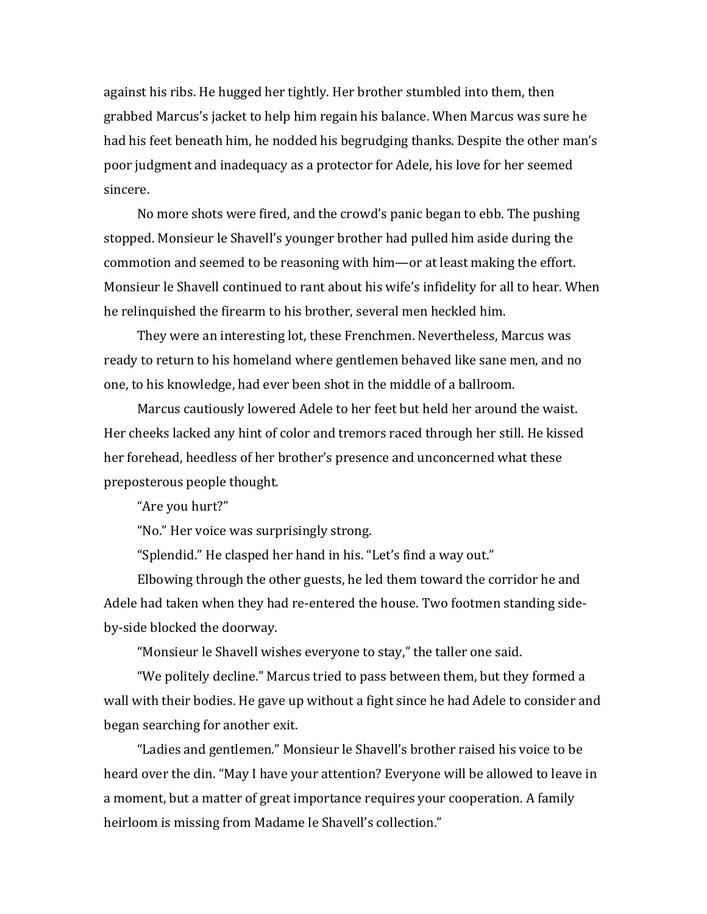against his ribs. He hugged her tightly. Her brother stumbled into them, then grabbed Marcus's jacket to help him regain his balance. When Marcus was sure he had his feet beneath him, he nodded his begrudging thanks. Despite the other man's poor judgment and inadequacy as a protector for Adele, his love for her seemed sincere.

No more shots were fired, and the crowd's panic began to ebb. The pushing stopped. Monsieur le Shavell's younger brother had pulled him aside during the commotion and seemed to be reasoning with him—or at least making the effort. Monsieur le Shavell continued to rant about his wife's infidelity for all to hear. When he relinquished the firearm to his brother, several men heckled him.

They were an interesting lot, these Frenchmen. Nevertheless, Marcus was ready to return to his homeland where gentlemen behaved like sane men, and no one, to his knowledge, had ever been shot in the middle of a ballroom.

Marcus cautiously lowered Adele to her feet but held her around the waist. Her cheeks lacked any hint of color and tremors raced through her still. He kissed her forehead, heedless of her brother's presence and unconcerned what these preposterous people thought.

"Are you hurt?"

"No." Her voice was surprisingly strong.

"Splendid." He clasped her hand in his. "Let's find a way out."

Elbowing through the other guests, he led them toward the corridor he and Adele had taken when they had re-entered the house. Two footmen standing side-by-side blocked the doorway.

"Monsieur le Shavell wishes everyone to stay," the taller one said.

"We politely decline." Marcus tried to pass between them, but they formed a wall with their bodies. He gave up without a fight since he had Adele to consider and began searching for another exit.

"Ladies and gentlemen." Monsieur le Shavell's brother raised his voice to be heard over the din. "May I have your attention? Everyone will be allowed to leave in a moment, but a matter of great importance requires your cooperation. A family heirloom is missing from Madame le Shavell's collection."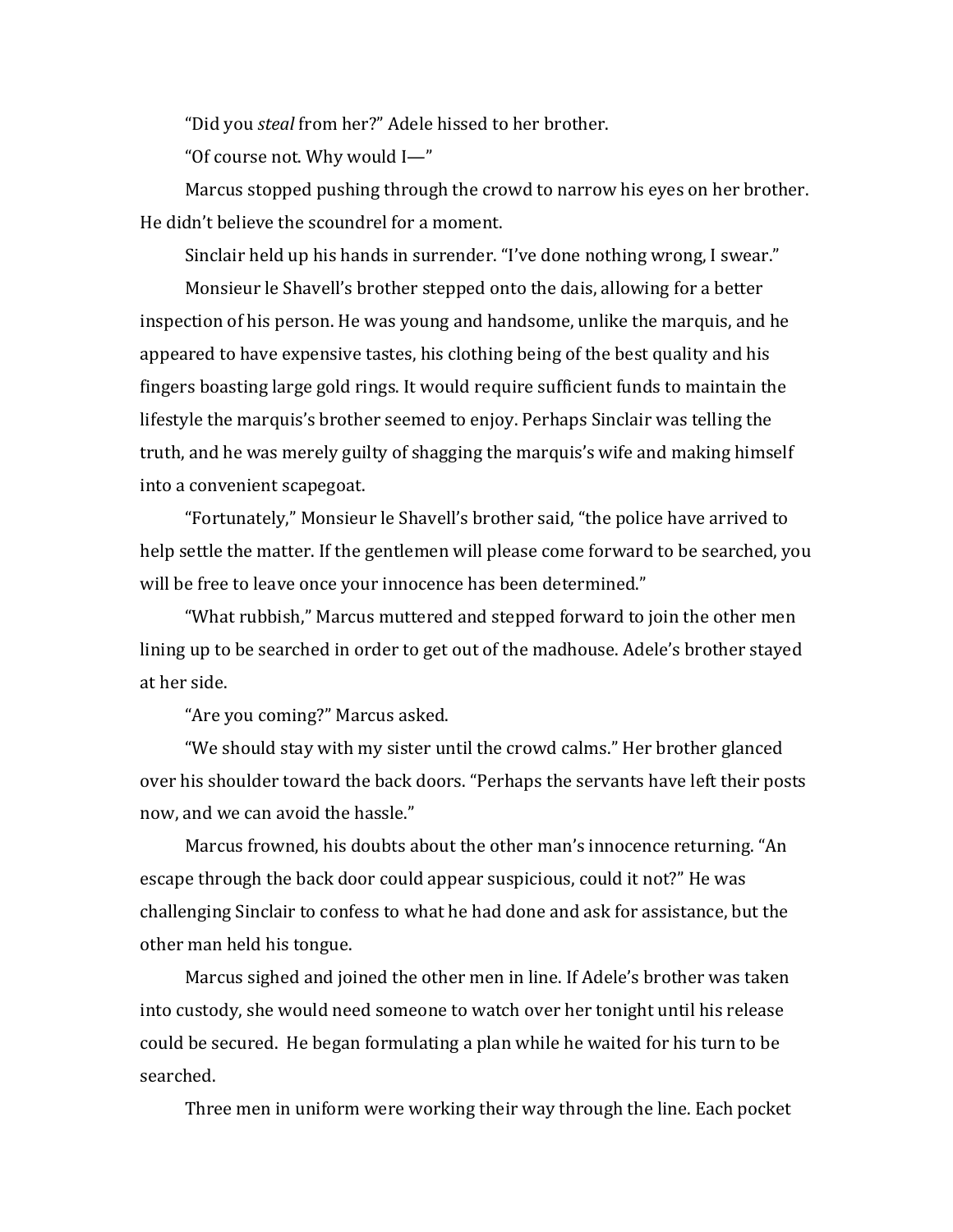"Did you *steal* from her?" Adele hissed to her brother.

"Of course not. Why would I—"

Marcus stopped pushing through the crowd to narrow his eyes on her brother. He didn't believe the scoundrel for a moment.

Sinclair held up his hands in surrender. "I've done nothing wrong, I swear."

Monsieur le Shavell's brother stepped onto the dais, allowing for a better inspection of his person. He was young and handsome, unlike the marquis, and he appeared to have expensive tastes, his clothing being of the best quality and his fingers boasting large gold rings. It would require sufficient funds to maintain the lifestyle the marquis's brother seemed to enjoy. Perhaps Sinclair was telling the truth, and he was merely guilty of shagging the marquis's wife and making himself into a convenient scapegoat.

"Fortunately," Monsieur le Shavell's brother said, "the police have arrived to help settle the matter. If the gentlemen will please come forward to be searched, you will be free to leave once your innocence has been determined."

"What rubbish," Marcus muttered and stepped forward to join the other men lining up to be searched in order to get out of the madhouse. Adele's brother stayed at her side.

"Are you coming?" Marcus asked.

"We should stay with my sister until the crowd calms." Her brother glanced over his shoulder toward the back doors. "Perhaps the servants have left their posts now, and we can avoid the hassle."

Marcus frowned, his doubts about the other man's innocence returning. "An escape through the back door could appear suspicious, could it not?" He was challenging Sinclair to confess to what he had done and ask for assistance, but the other man held his tongue.

Marcus sighed and joined the other men in line. If Adele's brother was taken into custody, she would need someone to watch over her tonight until his release could be secured. He began formulating a plan while he waited for his turn to be searched.

Three men in uniform were working their way through the line. Each pocket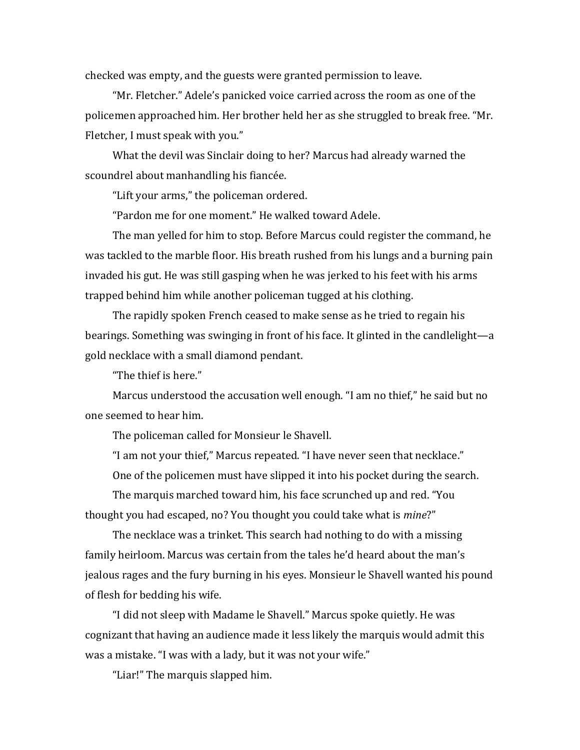checked was empty, and the guests were granted permission to leave.

"Mr. Fletcher." Adele's panicked voice carried across the room as one of the policemen approached him. Her brother held her as she struggled to break free. "Mr. Fletcher, I must speak with you."

What the devil was Sinclair doing to her? Marcus had already warned the scoundrel about manhandling his fiancée.

"Lift your arms," the policeman ordered.

"Pardon me for one moment." He walked toward Adele.

The man yelled for him to stop. Before Marcus could register the command, he was tackled to the marble floor. His breath rushed from his lungs and a burning pain invaded his gut. He was still gasping when he was jerked to his feet with his arms trapped behind him while another policeman tugged at his clothing.

The rapidly spoken French ceased to make sense as he tried to regain his bearings. Something was swinging in front of his face. It glinted in the candlelight—a gold necklace with a small diamond pendant.

"The thief is here."

Marcus understood the accusation well enough. "I am no thief," he said but no one seemed to hear him.

The policeman called for Monsieur le Shavell.

"I am not your thief," Marcus repeated. "I have never seen that necklace."

One of the policemen must have slipped it into his pocket during the search.

The marquis marched toward him, his face scrunched up and red. "You thought you had escaped, no? You thought you could take what is *mine*?"

The necklace was a trinket. This search had nothing to do with a missing family heirloom. Marcus was certain from the tales he'd heard about the man's jealous rages and the fury burning in his eyes. Monsieur le Shavell wanted his pound of flesh for bedding his wife.

"I did not sleep with Madame le Shavell." Marcus spoke quietly. He was cognizant that having an audience made it less likely the marquis would admit this was a mistake. "I was with a lady, but it was not your wife."

"Liar!" The marquis slapped him.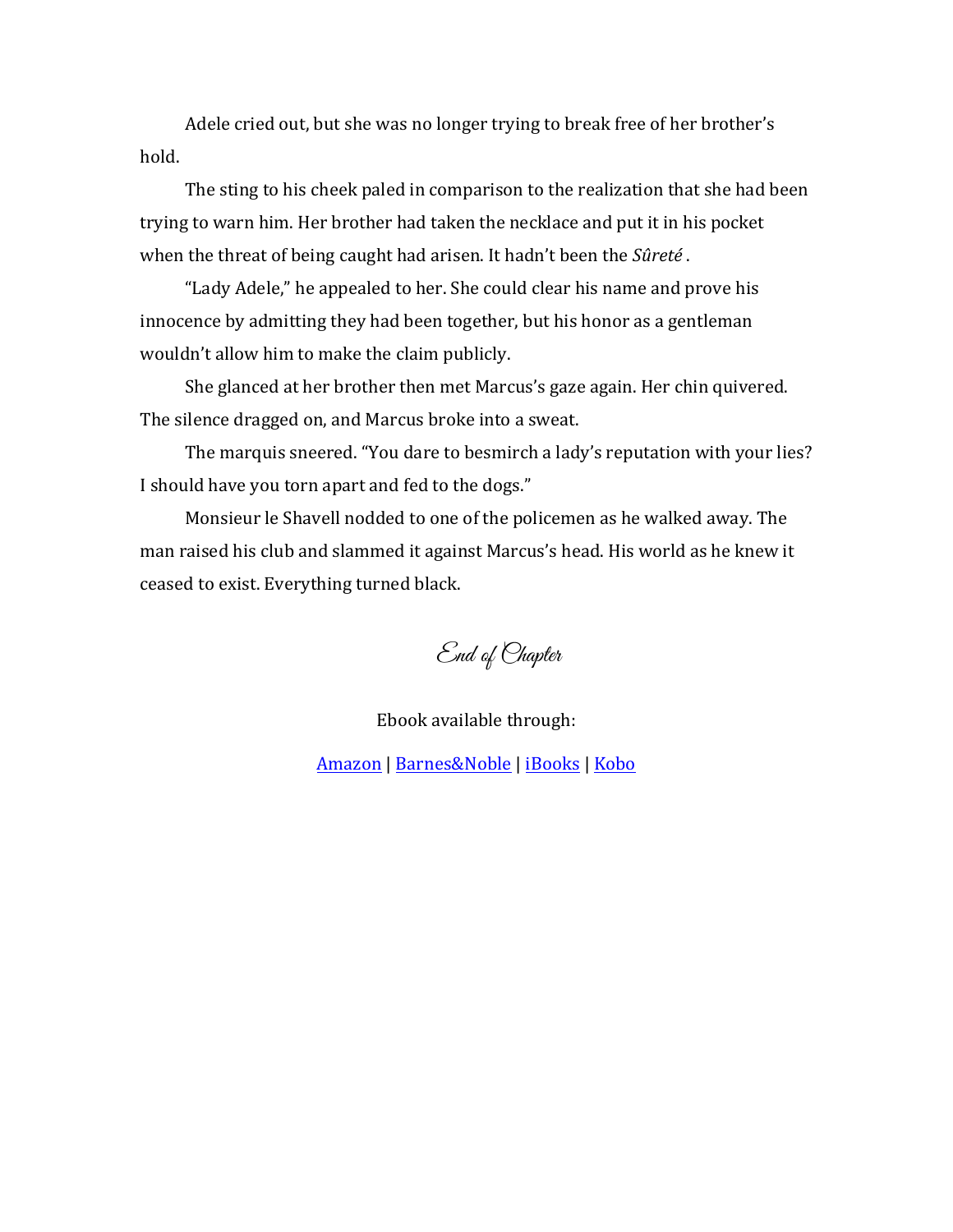Adele cried out, but she was no longer trying to break free of her brother's hold.

The sting to his cheek paled in comparison to the realization that she had been trying to warn him. Her brother had taken the necklace and put it in his pocket when the threat of being caught had arisen. It hadn't been the *Sûreté* .

"Lady Adele," he appealed to her. She could clear his name and prove his innocence by admitting they had been together, but his honor as a gentleman wouldn't allow him to make the claim publicly.

She glanced at her brother then met Marcus's gaze again. Her chin quivered. The silence dragged on, and Marcus broke into a sweat.

The marquis sneered. "You dare to besmirch a lady's reputation with your lies? I should have you torn apart and fed to the dogs."

Monsieur le Shavell nodded to one of the policemen as he walked away. The man raised his club and slammed it against Marcus's head. His world as he knew it ceased to exist. Everything turned black.

End of Chapter

Ebook available through:

Amazon | Barnes&Noble | iBooks | Kobo